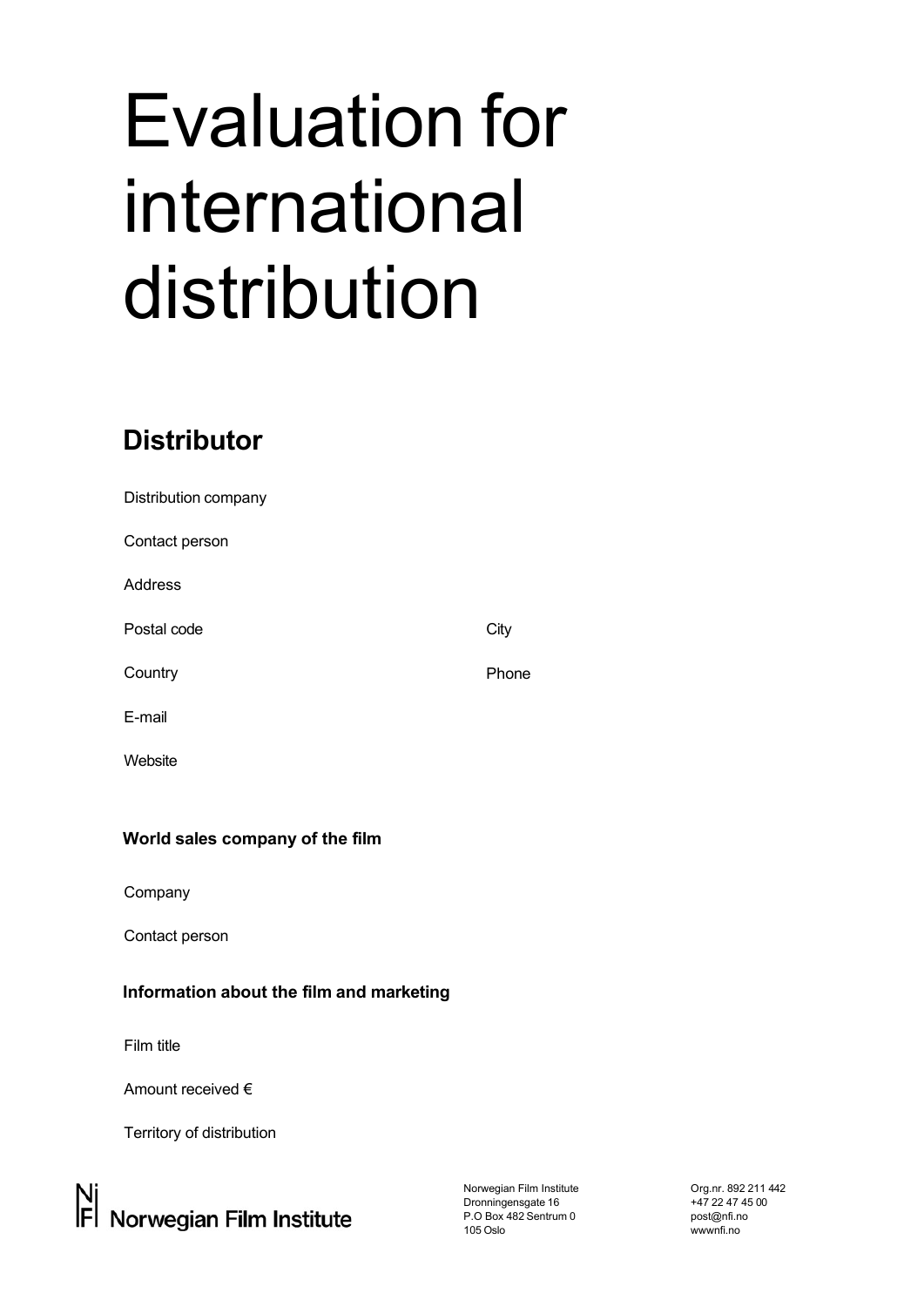# Evaluation for international distribution

## Distributor

Distribution company

Contact person

Address

Postal code

City

Country

Phone

E-mail

Website

### World sales company of the film

Company

Contact person

### Information about the film and marketing

Film title

Amount received €

Territory of distribution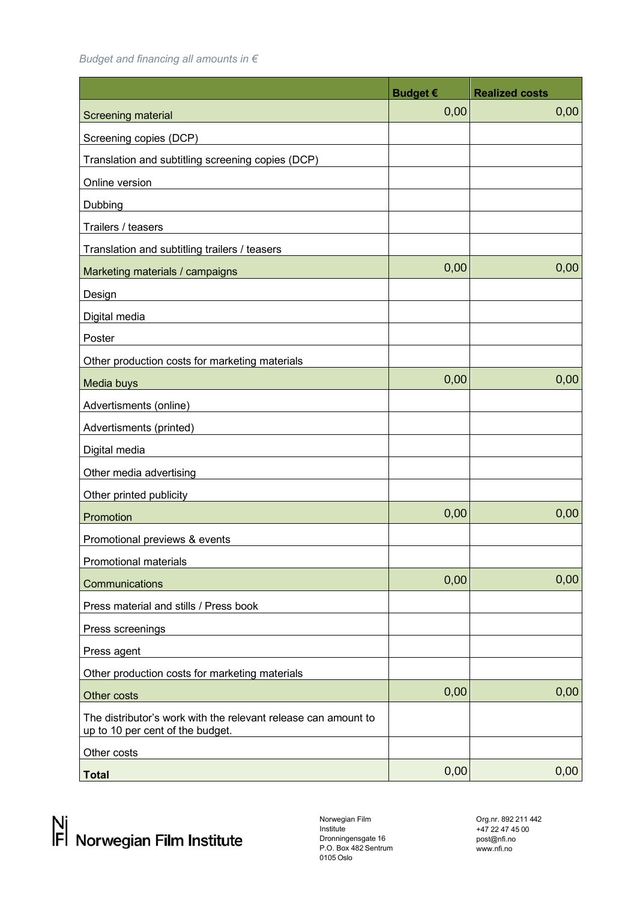*Budget and financing all amounts in €*

| | **Budget €** | **Realized costs** |
|---|---|---|
| Screening material | 0,00 | 0,00 |
| Screening copies (DCP) | | |
| Translation and subtitling screening copies (DCP) | | |
| Online version | | |
| Dubbing | | |
| Trailers / teasers | | |
| Translation and subtitling trailers / teasers | | |
| Marketing materials / campaigns | 0,00 | 0,00 |
| Design | | |
| Digital media | | |
| Poster | | |
| Other production costs for marketing materials | | |
| Media buys | 0,00 | 0,00 |
| Advertisments (online) | | |
| Advertisments (printed) | | |
| Digital media | | |
| Other media advertising | | |
| Other printed publicity | | |
| Promotion | 0,00 | 0,00 |
| Promotional previews & events | | |
| Promotional materials | | |
| Communications | 0,00 | 0,00 |
| Press material and stills / Press book | | |
| Press screenings | | |
| Press agent | | |
| Other production costs for marketing materials | | |
| Other costs | 0,00 | 0,00 |
| The distributor's work with the relevant release can amount to up to 10 per cent of the budget. | | |
| Other costs | | |
| **Total** | 0,00 | 0,00 |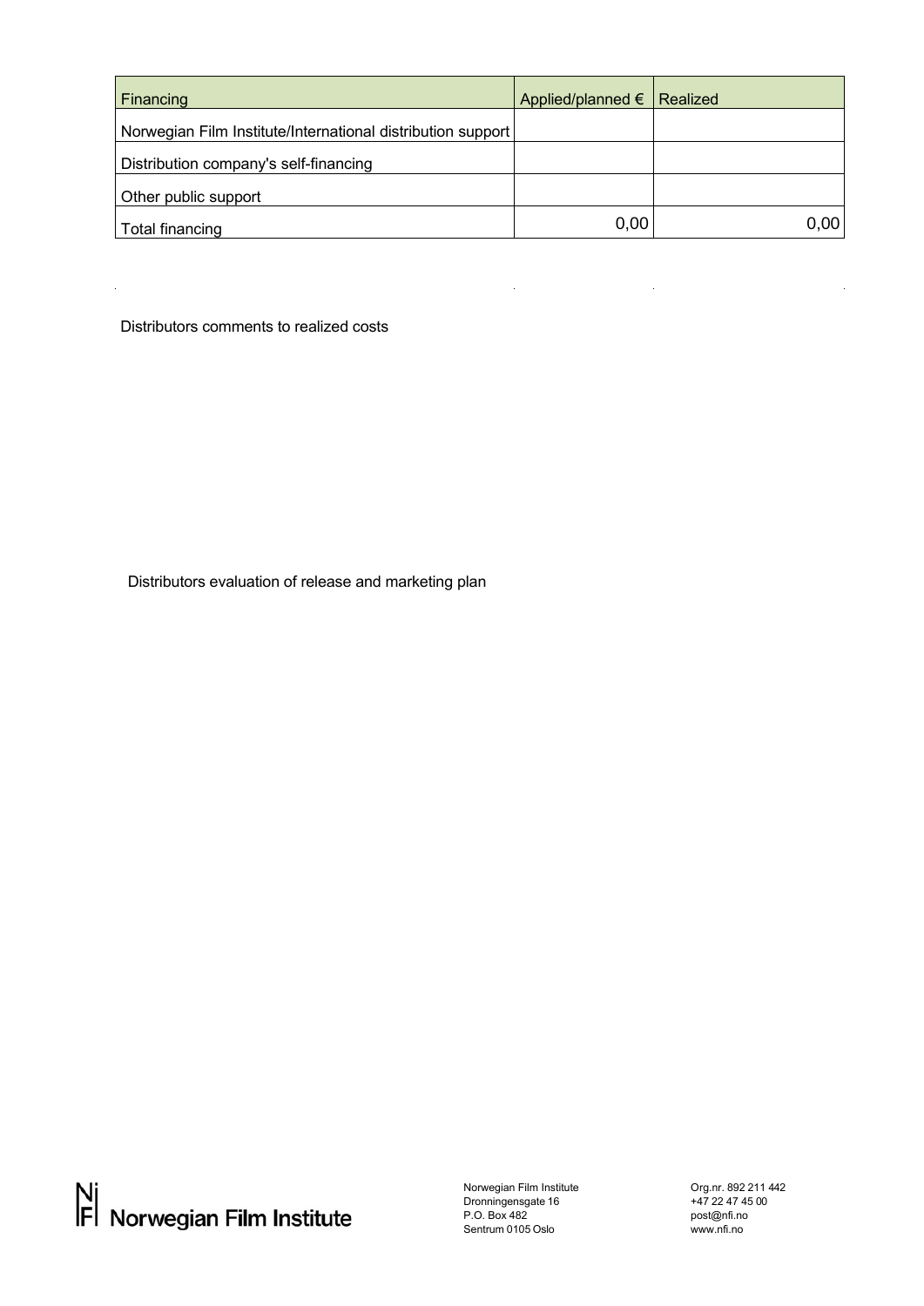| Financing | Applied/planned € | Realized |
|---|---|---|
| Norwegian Film Institute/International distribution support | | |
| Distribution company's self-financing | | |
| Other public support | | |
| Total financing | 0,00 | 0,00 |

Distributors comments to realized costs

Distributors evaluation of release and marketing plan